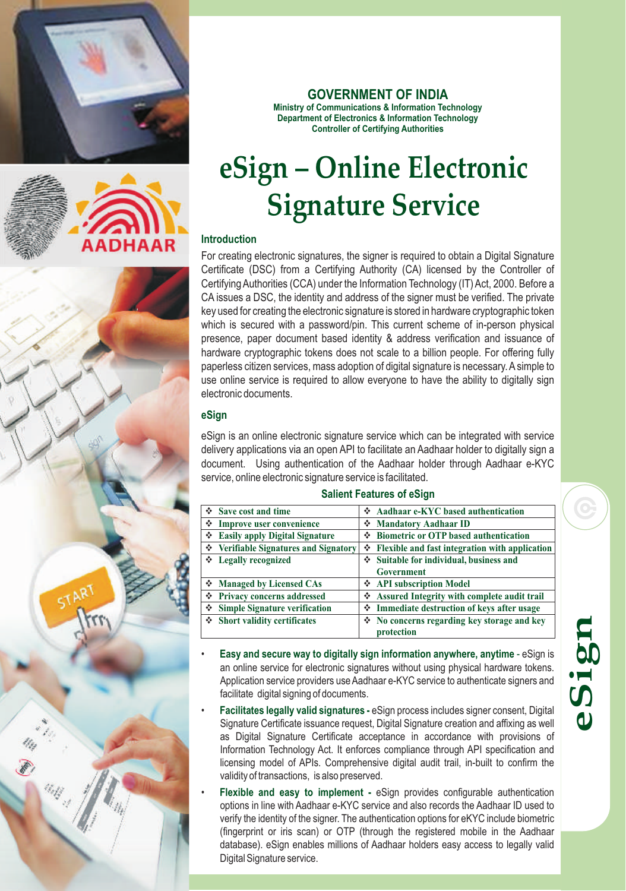**GOVERNMENT OF INDIA**
**Ministry of Communications & Information Technology**
**Department of Electronics & Information Technology**
**Controller of Certifying Authorities**

# eSign – Online Electronic Signature Service

### Introduction

For creating electronic signatures, the signer is required to obtain a Digital Signature Certificate (DSC) from a Certifying Authority (CA) licensed by the Controller of Certifying Authorities (CCA) under the Information Technology (IT) Act, 2000. Before a CA issues a DSC, the identity and address of the signer must be verified. The private key used for creating the electronic signature is stored in hardware cryptographic token which is secured with a password/pin. This current scheme of in-person physical presence, paper document based identity & address verification and issuance of hardware cryptographic tokens does not scale to a billion people. For offering fully paperless citizen services, mass adoption of digital signature is necessary. A simple to use online service is required to allow everyone to have the ability to digitally sign electronic documents.

### eSign

eSign is an online electronic signature service which can be integrated with service delivery applications via an open API to facilitate an Aadhaar holder to digitally sign a document. Using authentication of the Aadhaar holder through Aadhaar e-KYC service, online electronic signature service is facilitated.

**Salient Features of eSign**

| | |
|---|---|
| ❖ Save cost and time | ❖ Aadhaar e-KYC based authentication |
| ❖ Improve user convenience | ❖ Mandatory Aadhaar ID |
| ❖ Easily apply Digital Signature | ❖ Biometric or OTP based authentication |
| ❖ Verifiable Signatures and Signatory | ❖ Flexible and fast integration with application |
| ❖ Legally recognized | ❖ Suitable for individual, business and Government |
| ❖ Managed by Licensed CAs | ❖ API subscription Model |
| ❖ Privacy concerns addressed | ❖ Assured Integrity with complete audit trail |
| ❖ Simple Signature verification | ❖ Immediate destruction of keys after usage |
| ❖ Short validity certificates | ❖ No concerns regarding key storage and key protection |

- **Easy and secure way to digitally sign information anywhere, anytime** - eSign is an online service for electronic signatures without using physical hardware tokens. Application service providers use Aadhaar e-KYC service to authenticate signers and facilitate digital signing of documents.
- **Facilitates legally valid signatures -** eSign process includes signer consent, Digital Signature Certificate issuance request, Digital Signature creation and affixing as well as Digital Signature Certificate acceptance in accordance with provisions of Information Technology Act. It enforces compliance through API specification and licensing model of APIs. Comprehensive digital audit trail, in-built to confirm the validity of transactions, is also preserved.
- **Flexible and easy to implement -** eSign provides configurable authentication options in line with Aadhaar e-KYC service and also records the Aadhaar ID used to verify the identity of the signer. The authentication options for eKYC include biometric (fingerprint or iris scan) or OTP (through the registered mobile in the Aadhaar database). eSign enables millions of Aadhaar holders easy access to legally valid Digital Signature service.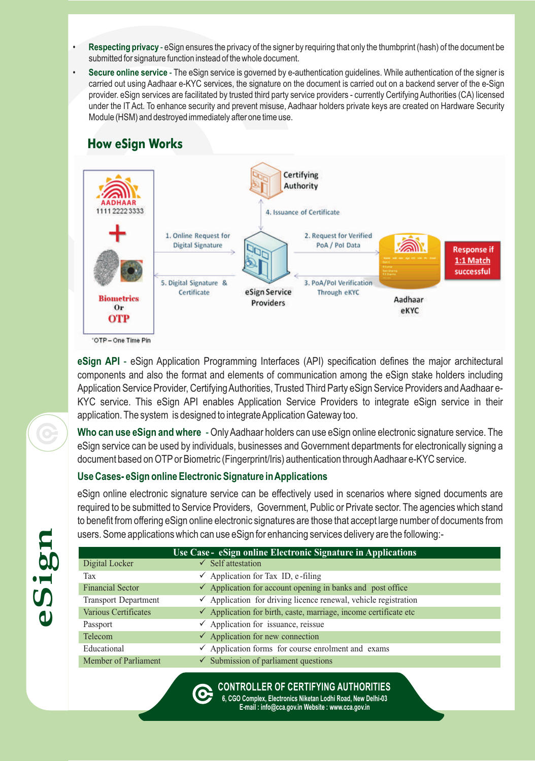- **Respecting privacy** - eSign ensures the privacy of the signer by requiring that only the thumbprint (hash) of the document be submitted for signature function instead of the whole document.
- **Secure online service** - The eSign service is governed by e-authentication guidelines. While authentication of the signer is carried out using Aadhaar e-KYC services, the signature on the document is carried out on a backend server of the e-Sign provider. eSign services are facilitated by trusted third party service providers - currently Certifying Authorities (CA) licensed under the IT Act. To enhance security and prevent misuse, Aadhaar holders private keys are created on Hardware Security Module (HSM) and destroyed immediately after one time use.

## How eSign Works

AADHAAR
1111 2222 3333
+
Biometrics
Or
OTP

1. Online Request for Digital Signature
5. Digital Signature & Certificate
eSign Service Providers
4. Issuance of Certificate
Certifying Authority
2. Request for Verified PoA / PoI Data
3. PoA/PoI Verification Through eKYC
Aadhaar eKYC
Response if 1:1 Match successful

*OTP – One Time Pin

**eSign API** - eSign Application Programming Interfaces (API) specification defines the major architectural components and also the format and elements of communication among the eSign stake holders including Application Service Provider, Certifying Authorities, Trusted Third Party eSign Service Providers and Aadhaar e-KYC service. This eSign API enables Application Service Providers to integrate eSign service in their application. The system is designed to integrate Application Gateway too.

**Who can use eSign and where** - Only Aadhaar holders can use eSign online electronic signature service. The eSign service can be used by individuals, businesses and Government departments for electronically signing a document based on OTP or Biometric (Fingerprint/Iris) authentication through Aadhaar e-KYC service.

### Use Cases- eSign online Electronic Signature in Applications

eSign online electronic signature service can be effectively used in scenarios where signed documents are required to be submitted to Service Providers, Government, Public or Private sector. The agencies which stand to benefit from offering eSign online electronic signatures are those that accept large number of documents from users. Some applications which can use eSign for enhancing services delivery are the following:-

| Use Case - eSign online Electronic Signature in Applications | |
|---|---|
| Digital Locker | ✓ Self attestation |
| Tax | ✓ Application for Tax ID, e-filing |
| Financial Sector | ✓ Application for account opening in banks and post office |
| Transport Department | ✓ Application for driving licence renewal, vehicle registration |
| Various Certificates | ✓ Application for birth, caste, marriage, income certificate etc |
| Passport | ✓ Application for issuance, reissue |
| Telecom | ✓ Application for new connection |
| Educational | ✓ Application forms for course enrolment and exams |
| Member of Parliament | ✓ Submission of parliament questions |

**CONTROLLER OF CERTIFYING AUTHORITIES**
6, CGO Complex, Electronics Niketan Lodhi Road, New Delhi-03
E-mail : info@cca.gov.in Website : www.cca.gov.in